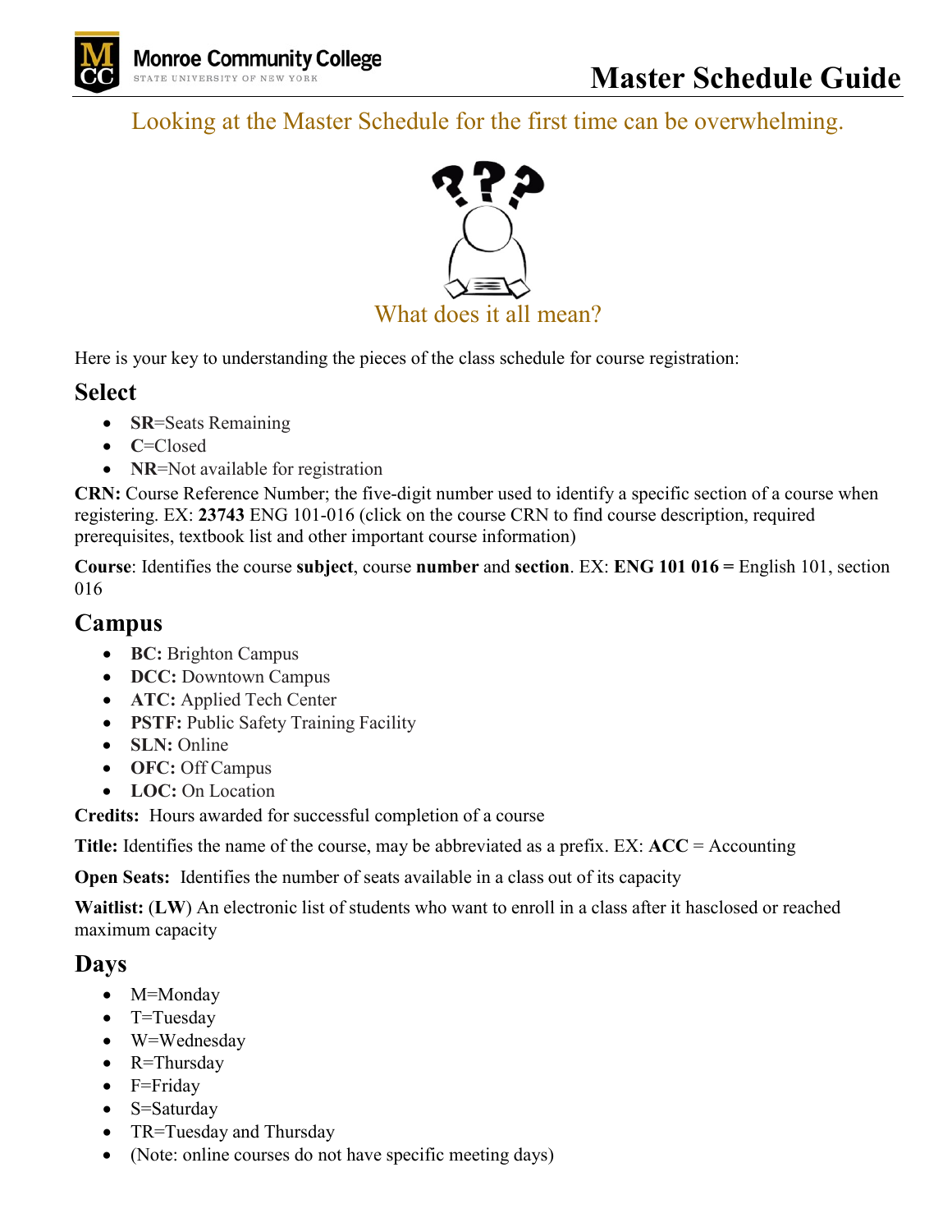Monroe Community College
STATE UNIVERSITY OF NEW YORK

# Master Schedule Guide

Looking at the Master Schedule for the first time can be overwhelming.

What does it all mean?

Here is your key to understanding the pieces of the class schedule for course registration:

## Select

- **SR**=Seats Remaining
- **C**=Closed
- **NR**=Not available for registration

**CRN:** Course Reference Number; the five-digit number used to identify a specific section of a course when registering. EX: **23743** ENG 101-016 (click on the course CRN to find course description, required prerequisites, textbook list and other important course information)

**Course**: Identifies the course **subject**, course **number** and **section**. EX: **ENG 101 016 =** English 101, section 016

## Campus

- **BC:** Brighton Campus
- **DCC:** Downtown Campus
- **ATC:** Applied Tech Center
- **PSTF:** Public Safety Training Facility
- **SLN:** Online
- **OFC:** Off Campus
- **LOC:** On Location

**Credits:** Hours awarded for successful completion of a course

**Title:** Identifies the name of the course, may be abbreviated as a prefix. EX: **ACC** = Accounting

**Open Seats:** Identifies the number of seats available in a class out of its capacity

**Waitlist:** (**LW**) An electronic list of students who want to enroll in a class after it hasclosed or reached maximum capacity

## Days

- M=Monday
- T=Tuesday
- W=Wednesday
- R=Thursday
- F=Friday
- S=Saturday
- TR=Tuesday and Thursday
- (Note: online courses do not have specific meeting days)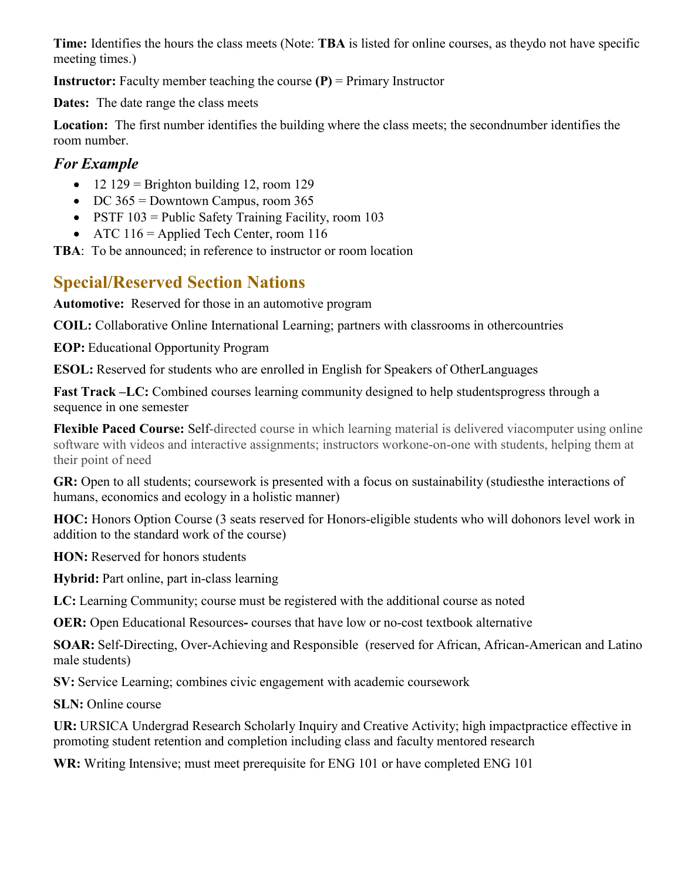**Time:** Identifies the hours the class meets (Note: **TBA** is listed for online courses, as theydo not have specific meeting times.)

**Instructor:** Faculty member teaching the course **(P)** = Primary Instructor

**Dates:** The date range the class meets

**Location:** The first number identifies the building where the class meets; the secondnumber identifies the room number.

### *For Example*

- 12 129 = Brighton building 12, room 129
- DC 365 = Downtown Campus, room 365
- PSTF 103 = Public Safety Training Facility, room 103
- ATC 116 = Applied Tech Center, room 116

**TBA**: To be announced; in reference to instructor or room location

## Special/Reserved Section Nations

**Automotive:** Reserved for those in an automotive program

**COIL:** Collaborative Online International Learning; partners with classrooms in othercountries

**EOP:** Educational Opportunity Program

**ESOL:** Reserved for students who are enrolled in English for Speakers of OtherLanguages

**Fast Track –LC:** Combined courses learning community designed to help studentsprogress through a sequence in one semester

**Flexible Paced Course:** Self-directed course in which learning material is delivered viacomputer using online software with videos and interactive assignments; instructors workone-on-one with students, helping them at their point of need

**GR:** Open to all students; coursework is presented with a focus on sustainability (studiesthe interactions of humans, economics and ecology in a holistic manner)

**HOC:** Honors Option Course (3 seats reserved for Honors-eligible students who will dohonors level work in addition to the standard work of the course)

**HON:** Reserved for honors students

**Hybrid:** Part online, part in-class learning

**LC:** Learning Community; course must be registered with the additional course as noted

**OER:** Open Educational Resources**-** courses that have low or no-cost textbook alternative

**SOAR:** Self-Directing, Over-Achieving and Responsible (reserved for African, African-American and Latino male students)

**SV:** Service Learning; combines civic engagement with academic coursework

**SLN:** Online course

**UR:** URSICA Undergrad Research Scholarly Inquiry and Creative Activity; high impactpractice effective in promoting student retention and completion including class and faculty mentored research

**WR:** Writing Intensive; must meet prerequisite for ENG 101 or have completed ENG 101